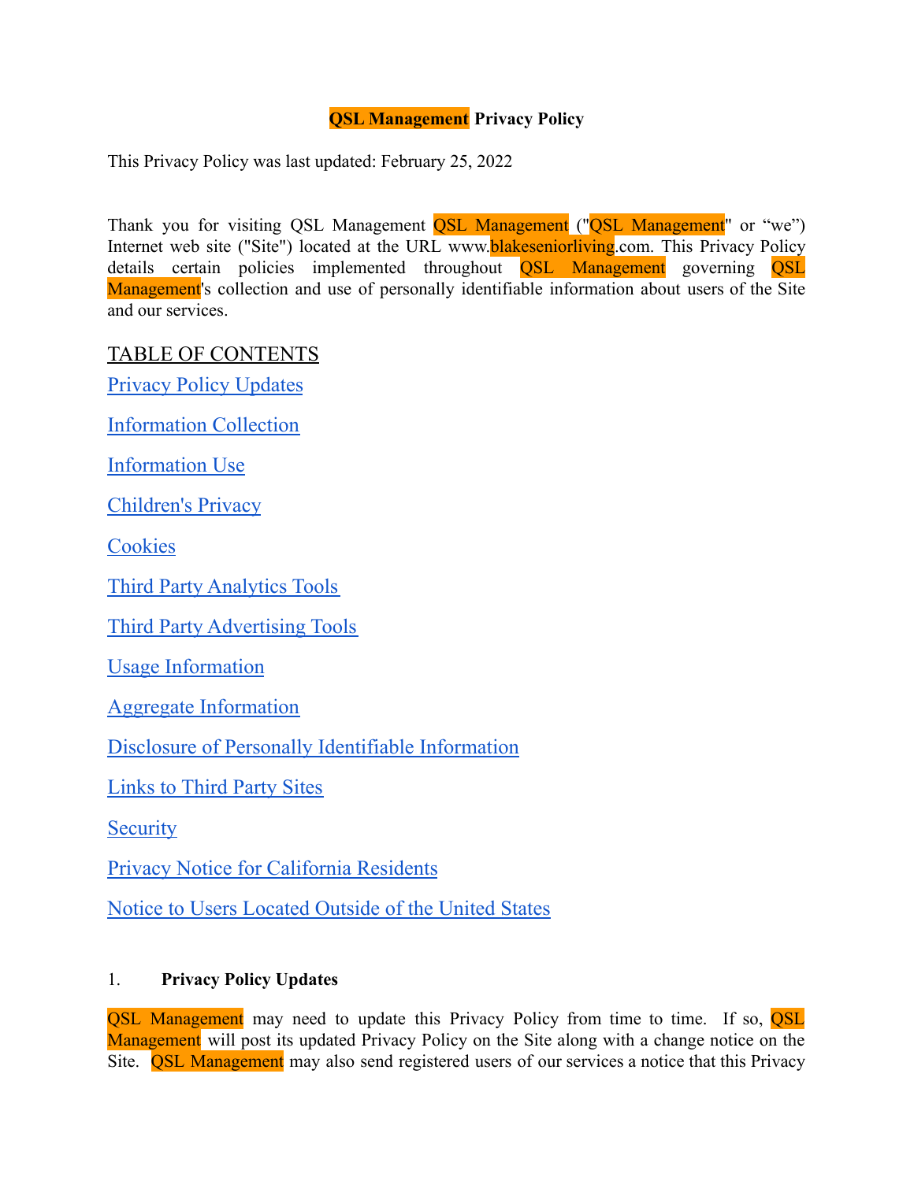# QSL Management Privacy Policy

This Privacy Policy was last updated: February 25, 2022

Thank you for visiting QSL Management QSL Management ("QSL Management" or "we") Internet web site ("Site") located at the URL www.blakeseniorliving.com. This Privacy Policy details certain policies implemented throughout QSL Management governing QSL Management's collection and use of personally identifiable information about users of the Site and our services.

TABLE OF CONTENTS

Privacy Policy Updates

Information Collection

Information Use

Children's Privacy

Cookies

Third Party Analytics Tools

Third Party Advertising Tools

Usage Information

Aggregate Information

Disclosure of Personally Identifiable Information

Links to Third Party Sites

Security

Privacy Notice for California Residents

Notice to Users Located Outside of the United States

## 1. Privacy Policy Updates

QSL Management may need to update this Privacy Policy from time to time. If so, QSL Management will post its updated Privacy Policy on the Site along with a change notice on the Site. QSL Management may also send registered users of our services a notice that this Privacy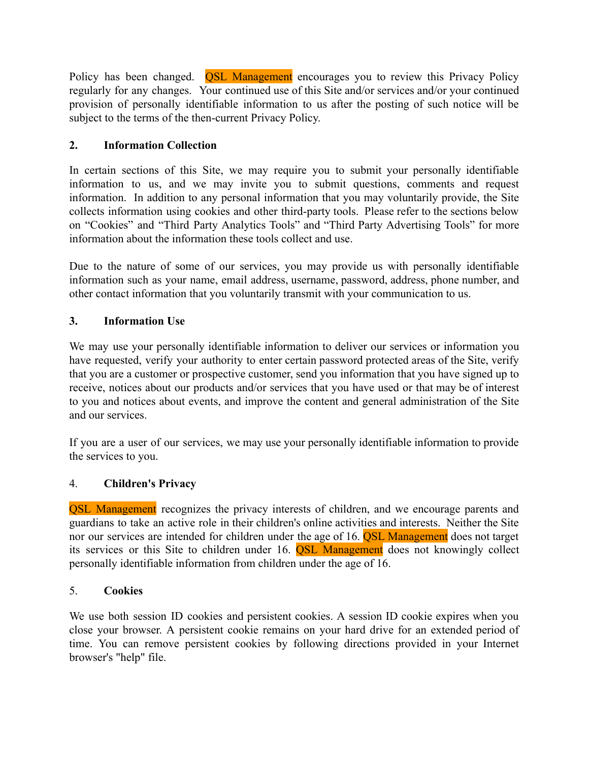Policy has been changed. QSL Management encourages you to review this Privacy Policy regularly for any changes. Your continued use of this Site and/or services and/or your continued provision of personally identifiable information to us after the posting of such notice will be subject to the terms of the then-current Privacy Policy.

**2. Information Collection**

In certain sections of this Site, we may require you to submit your personally identifiable information to us, and we may invite you to submit questions, comments and request information. In addition to any personal information that you may voluntarily provide, the Site collects information using cookies and other third-party tools. Please refer to the sections below on "Cookies" and "Third Party Analytics Tools" and "Third Party Advertising Tools" for more information about the information these tools collect and use.

Due to the nature of some of our services, you may provide us with personally identifiable information such as your name, email address, username, password, address, phone number, and other contact information that you voluntarily transmit with your communication to us.

**3. Information Use**

We may use your personally identifiable information to deliver our services or information you have requested, verify your authority to enter certain password protected areas of the Site, verify that you are a customer or prospective customer, send you information that you have signed up to receive, notices about our products and/or services that you have used or that may be of interest to you and notices about events, and improve the content and general administration of the Site and our services.

If you are a user of our services, we may use your personally identifiable information to provide the services to you.

4. **Children's Privacy**

QSL Management recognizes the privacy interests of children, and we encourage parents and guardians to take an active role in their children's online activities and interests. Neither the Site nor our services are intended for children under the age of 16. QSL Management does not target its services or this Site to children under 16. QSL Management does not knowingly collect personally identifiable information from children under the age of 16.

5. **Cookies**

We use both session ID cookies and persistent cookies. A session ID cookie expires when you close your browser. A persistent cookie remains on your hard drive for an extended period of time. You can remove persistent cookies by following directions provided in your Internet browser's "help" file.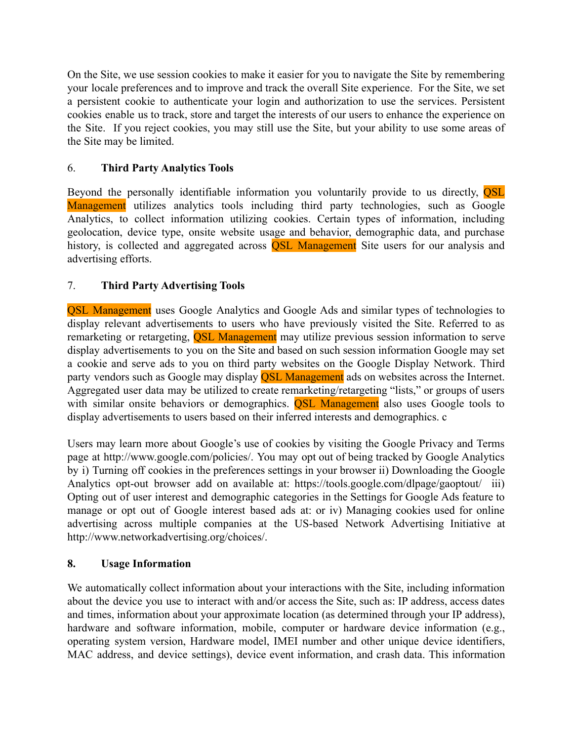On the Site, we use session cookies to make it easier for you to navigate the Site by remembering your locale preferences and to improve and track the overall Site experience. For the Site, we set a persistent cookie to authenticate your login and authorization to use the services. Persistent cookies enable us to track, store and target the interests of our users to enhance the experience on the Site. If you reject cookies, you may still use the Site, but your ability to use some areas of the Site may be limited.

6. **Third Party Analytics Tools**

Beyond the personally identifiable information you voluntarily provide to us directly, QSL Management utilizes analytics tools including third party technologies, such as Google Analytics, to collect information utilizing cookies. Certain types of information, including geolocation, device type, onsite website usage and behavior, demographic data, and purchase history, is collected and aggregated across QSL Management Site users for our analysis and advertising efforts.

7. **Third Party Advertising Tools**

QSL Management uses Google Analytics and Google Ads and similar types of technologies to display relevant advertisements to users who have previously visited the Site. Referred to as remarketing or retargeting, QSL Management may utilize previous session information to serve display advertisements to you on the Site and based on such session information Google may set a cookie and serve ads to you on third party websites on the Google Display Network. Third party vendors such as Google may display QSL Management ads on websites across the Internet. Aggregated user data may be utilized to create remarketing/retargeting "lists," or groups of users with similar onsite behaviors or demographics. QSL Management also uses Google tools to display advertisements to users based on their inferred interests and demographics. c

Users may learn more about Google's use of cookies by visiting the Google Privacy and Terms page at http://www.google.com/policies/. You may opt out of being tracked by Google Analytics by i) Turning off cookies in the preferences settings in your browser ii) Downloading the Google Analytics opt-out browser add on available at: https://tools.google.com/dlpage/gaoptout/ iii) Opting out of user interest and demographic categories in the Settings for Google Ads feature to manage or opt out of Google interest based ads at: or iv) Managing cookies used for online advertising across multiple companies at the US-based Network Advertising Initiative at http://www.networkadvertising.org/choices/.

**8. Usage Information**

We automatically collect information about your interactions with the Site, including information about the device you use to interact with and/or access the Site, such as: IP address, access dates and times, information about your approximate location (as determined through your IP address), hardware and software information, mobile, computer or hardware device information (e.g., operating system version, Hardware model, IMEI number and other unique device identifiers, MAC address, and device settings), device event information, and crash data. This information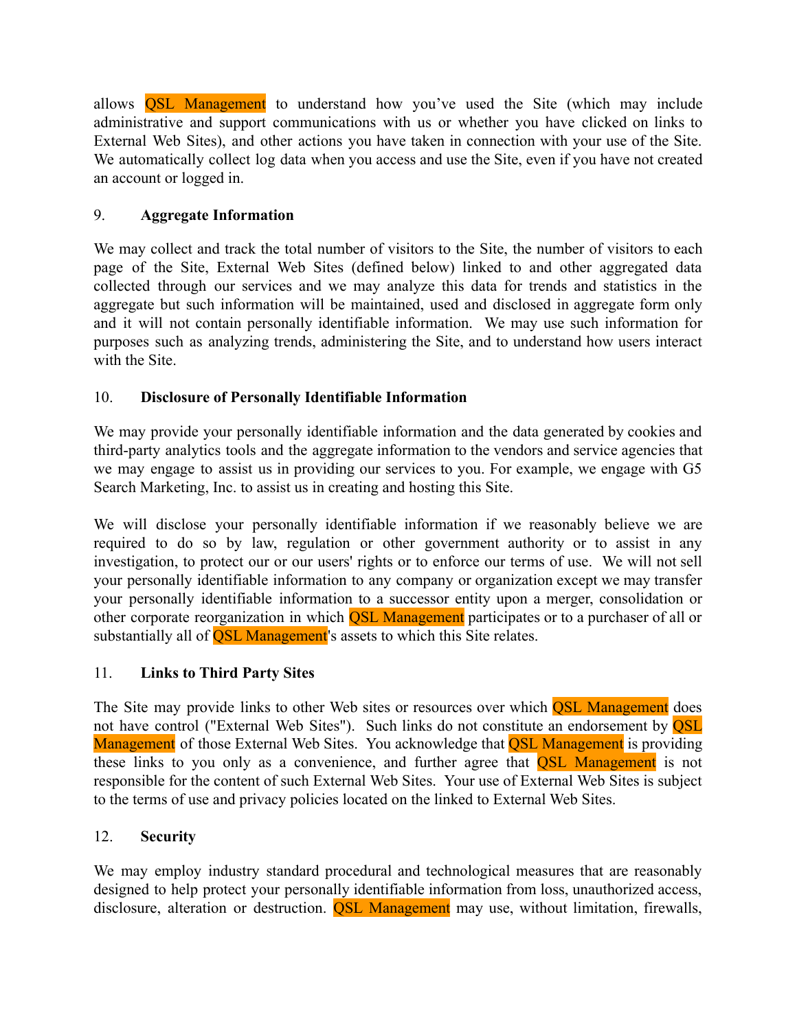allows QSL Management to understand how you've used the Site (which may include administrative and support communications with us or whether you have clicked on links to External Web Sites), and other actions you have taken in connection with your use of the Site. We automatically collect log data when you access and use the Site, even if you have not created an account or logged in.

9. **Aggregate Information**

We may collect and track the total number of visitors to the Site, the number of visitors to each page of the Site, External Web Sites (defined below) linked to and other aggregated data collected through our services and we may analyze this data for trends and statistics in the aggregate but such information will be maintained, used and disclosed in aggregate form only and it will not contain personally identifiable information. We may use such information for purposes such as analyzing trends, administering the Site, and to understand how users interact with the Site.

10. **Disclosure of Personally Identifiable Information**

We may provide your personally identifiable information and the data generated by cookies and third-party analytics tools and the aggregate information to the vendors and service agencies that we may engage to assist us in providing our services to you. For example, we engage with G5 Search Marketing, Inc. to assist us in creating and hosting this Site.

We will disclose your personally identifiable information if we reasonably believe we are required to do so by law, regulation or other government authority or to assist in any investigation, to protect our or our users' rights or to enforce our terms of use. We will not sell your personally identifiable information to any company or organization except we may transfer your personally identifiable information to a successor entity upon a merger, consolidation or other corporate reorganization in which QSL Management participates or to a purchaser of all or substantially all of QSL Management's assets to which this Site relates.

11. **Links to Third Party Sites**

The Site may provide links to other Web sites or resources over which QSL Management does not have control ("External Web Sites"). Such links do not constitute an endorsement by QSL Management of those External Web Sites. You acknowledge that QSL Management is providing these links to you only as a convenience, and further agree that QSL Management is not responsible for the content of such External Web Sites. Your use of External Web Sites is subject to the terms of use and privacy policies located on the linked to External Web Sites.

12. **Security**

We may employ industry standard procedural and technological measures that are reasonably designed to help protect your personally identifiable information from loss, unauthorized access, disclosure, alteration or destruction. QSL Management may use, without limitation, firewalls,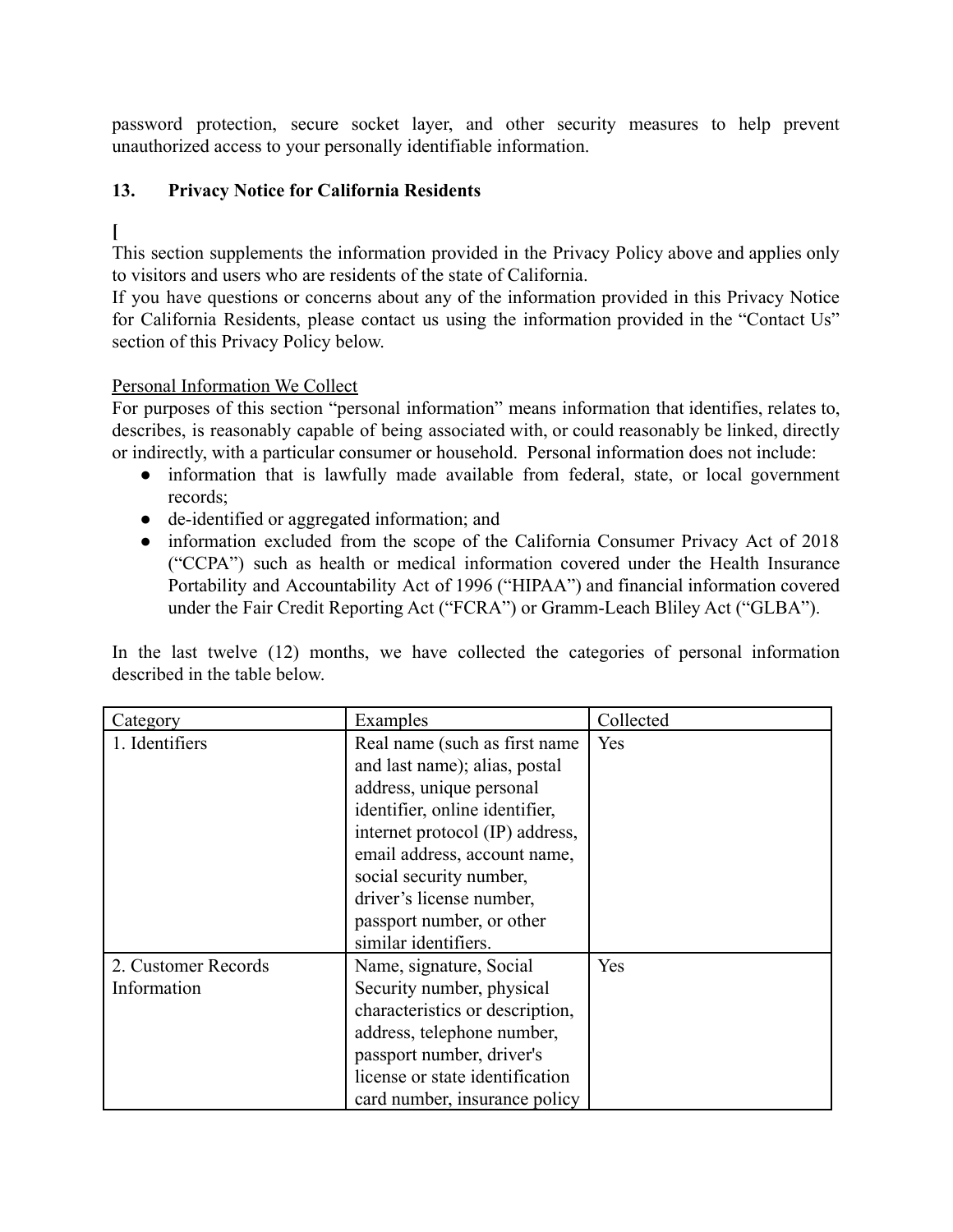password protection, secure socket layer, and other security measures to help prevent unauthorized access to your personally identifiable information.

## 13. Privacy Notice for California Residents

[

This section supplements the information provided in the Privacy Policy above and applies only to visitors and users who are residents of the state of California.

If you have questions or concerns about any of the information provided in this Privacy Notice for California Residents, please contact us using the information provided in the "Contact Us" section of this Privacy Policy below.

Personal Information We Collect

For purposes of this section "personal information" means information that identifies, relates to, describes, is reasonably capable of being associated with, or could reasonably be linked, directly or indirectly, with a particular consumer or household. Personal information does not include:

- information that is lawfully made available from federal, state, or local government records;
- de-identified or aggregated information; and
- information excluded from the scope of the California Consumer Privacy Act of 2018 ("CCPA") such as health or medical information covered under the Health Insurance Portability and Accountability Act of 1996 ("HIPAA") and financial information covered under the Fair Credit Reporting Act ("FCRA") or Gramm-Leach Bliley Act ("GLBA").

In the last twelve (12) months, we have collected the categories of personal information described in the table below.

| Category | Examples | Collected |
| --- | --- | --- |
| 1. Identifiers | Real name (such as first name and last name); alias, postal address, unique personal identifier, online identifier, internet protocol (IP) address, email address, account name, social security number, driver's license number, passport number, or other similar identifiers. | Yes |
| 2. Customer Records Information | Name, signature, Social Security number, physical characteristics or description, address, telephone number, passport number, driver's license or state identification card number, insurance policy | Yes |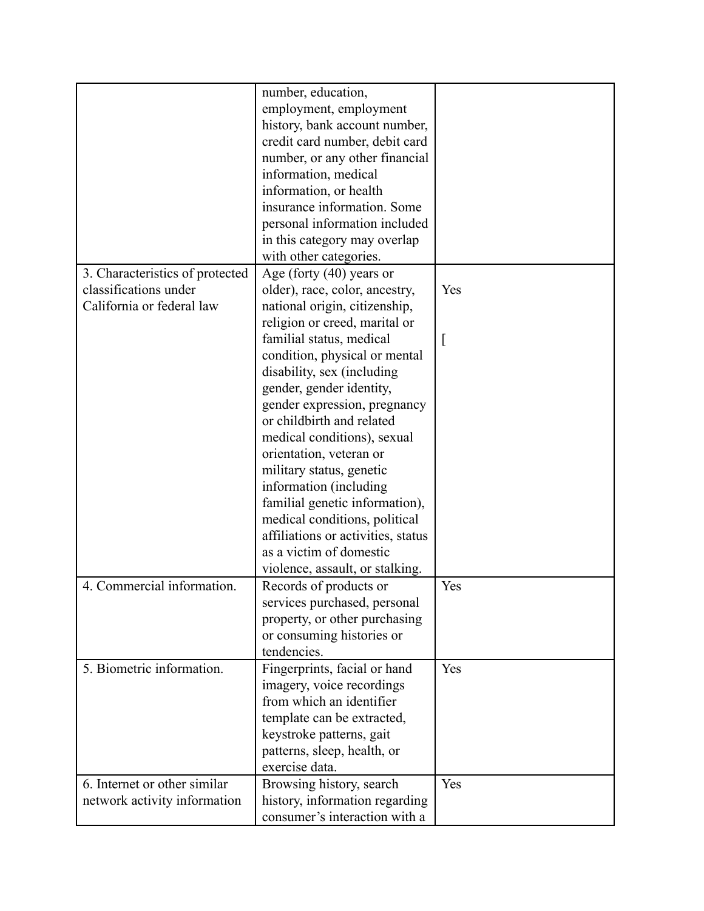| | | |
|---|---|---|
| | number, education, employment, employment history, bank account number, credit card number, debit card number, or any other financial information, medical information, or health insurance information. Some personal information included in this category may overlap with other categories. | |
| 3. Characteristics of protected classifications under California or federal law | Age (forty (40) years or older), race, color, ancestry, national origin, citizenship, religion or creed, marital or familial status, medical condition, physical or mental disability, sex (including gender, gender identity, gender expression, pregnancy or childbirth and related medical conditions), sexual orientation, veteran or military status, genetic information (including familial genetic information), medical conditions, political affiliations or activities, status as a victim of domestic violence, assault, or stalking. | Yes<br><br>[ |
| 4. Commercial information. | Records of products or services purchased, personal property, or other purchasing or consuming histories or tendencies. | Yes |
| 5. Biometric information. | Fingerprints, facial or hand imagery, voice recordings from which an identifier template can be extracted, keystroke patterns, gait patterns, sleep, health, or exercise data. | Yes |
| 6. Internet or other similar network activity information | Browsing history, search history, information regarding consumer's interaction with a | Yes |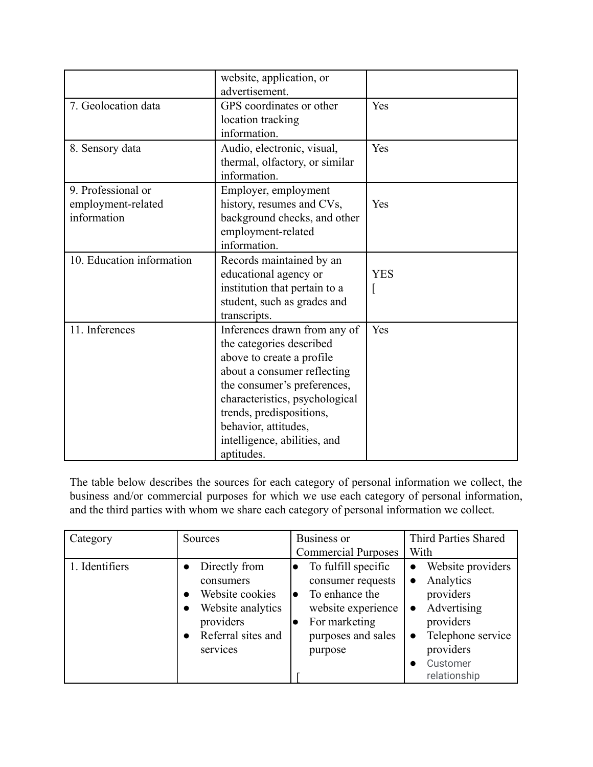|  | website, application, or advertisement. |  |
| --- | --- | --- |
| 7. Geolocation data | GPS coordinates or other location tracking information. | Yes |
| 8. Sensory data | Audio, electronic, visual, thermal, olfactory, or similar information. | Yes |
| 9. Professional or employment-related information | Employer, employment history, resumes and CVs, background checks, and other employment-related information. | Yes |
| 10. Education information | Records maintained by an educational agency or institution that pertain to a student, such as grades and transcripts. | YES [ |
| 11. Inferences | Inferences drawn from any of the categories described above to create a profile about a consumer reflecting the consumer's preferences, characteristics, psychological trends, predispositions, behavior, attitudes, intelligence, abilities, and aptitudes. | Yes |

The table below describes the sources for each category of personal information we collect, the business and/or commercial purposes for which we use each category of personal information, and the third parties with whom we share each category of personal information we collect.

| Category | Sources | Business or Commercial Purposes | Third Parties Shared With |
| --- | --- | --- | --- |
| 1. Identifiers | • Directly from consumers<br>• Website cookies<br>• Website analytics providers<br>• Referral sites and services | • To fulfill specific consumer requests<br>• To enhance the website experience<br>• For marketing purposes and sales purpose<br>[ | • Website providers<br>• Analytics providers<br>• Advertising providers<br>• Telephone service providers<br>• Customer relationship |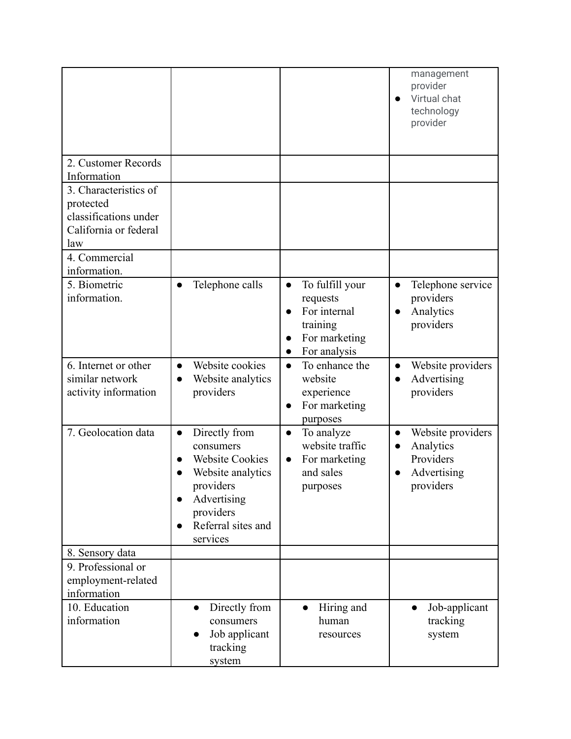| | | | |
|---|---|---|---|
| | | | management provider<br>• Virtual chat technology provider |
| 2. Customer Records Information | | | |
| 3. Characteristics of protected classifications under California or federal law | | | |
| 4. Commercial information. | | | |
| 5. Biometric information. | • Telephone calls | • To fulfill your requests<br>• For internal training<br>• For marketing<br>• For analysis | • Telephone service providers<br>• Analytics providers |
| 6. Internet or other similar network activity information | • Website cookies<br>• Website analytics providers | • To enhance the website experience<br>• For marketing purposes | • Website providers<br>• Advertising providers |
| 7. Geolocation data | • Directly from consumers<br>• Website Cookies<br>• Website analytics providers<br>• Advertising providers<br>• Referral sites and services | • To analyze website traffic<br>• For marketing and sales purposes | • Website providers<br>• Analytics Providers<br>• Advertising providers |
| 8. Sensory data | | | |
| 9. Professional or employment-related information | | | |
| 10. Education information | • Directly from consumers<br>• Job applicant tracking system | • Hiring and human resources | • Job-applicant tracking system |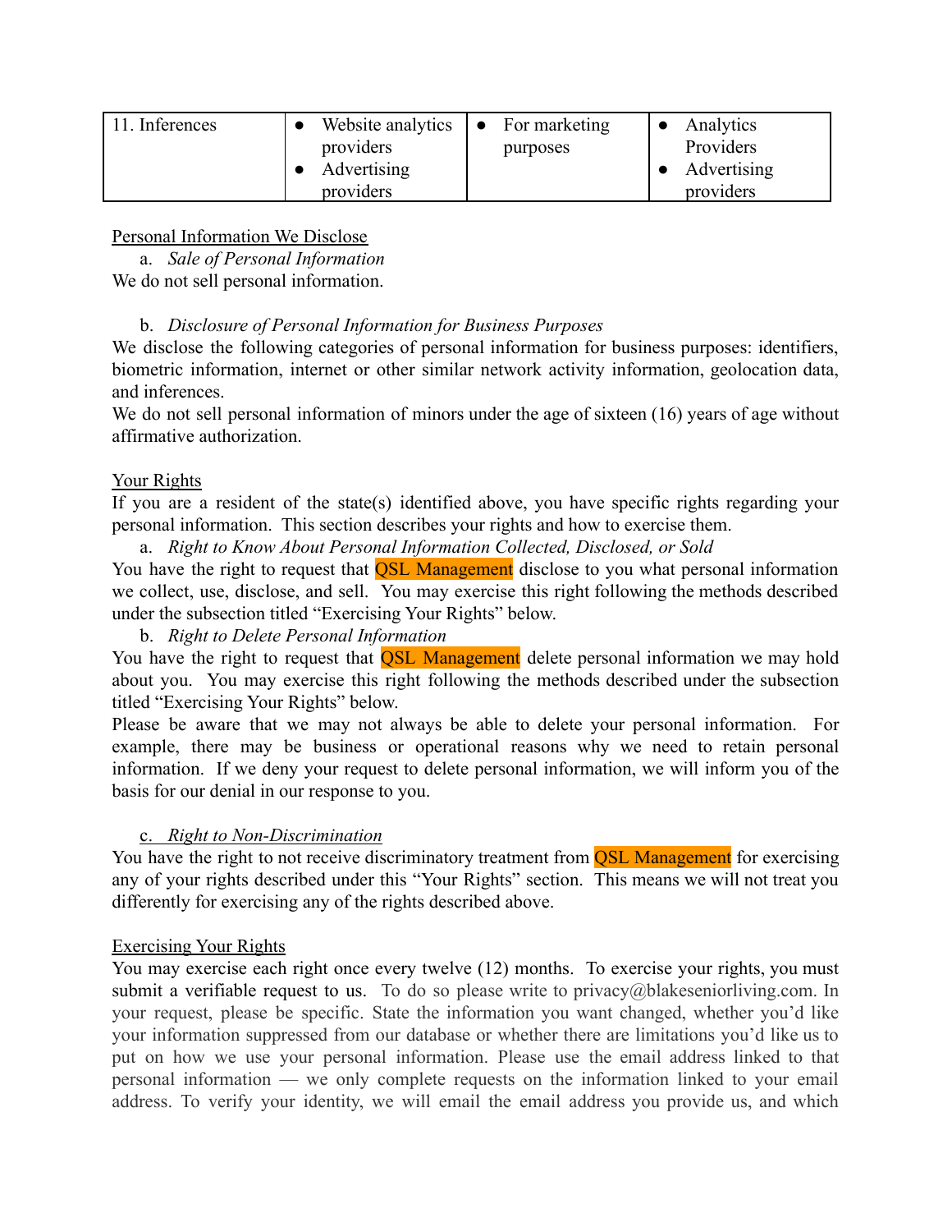| 11. Inferences | • Website analytics providers<br>• Advertising providers | • For marketing purposes | • Analytics Providers<br>• Advertising providers |
|---|---|---|---|

Personal Information We Disclose

a. *Sale of Personal Information*

We do not sell personal information.

b. *Disclosure of Personal Information for Business Purposes*

We disclose the following categories of personal information for business purposes: identifiers, biometric information, internet or other similar network activity information, geolocation data, and inferences.

We do not sell personal information of minors under the age of sixteen (16) years of age without affirmative authorization.

Your Rights

If you are a resident of the state(s) identified above, you have specific rights regarding your personal information. This section describes your rights and how to exercise them.

a. *Right to Know About Personal Information Collected, Disclosed, or Sold*

You have the right to request that QSL Management disclose to you what personal information we collect, use, disclose, and sell. You may exercise this right following the methods described under the subsection titled "Exercising Your Rights" below.

b. *Right to Delete Personal Information*

You have the right to request that QSL Management delete personal information we may hold about you. You may exercise this right following the methods described under the subsection titled "Exercising Your Rights" below.

Please be aware that we may not always be able to delete your personal information. For example, there may be business or operational reasons why we need to retain personal information. If we deny your request to delete personal information, we will inform you of the basis for our denial in our response to you.

c. *Right to Non-Discrimination*

You have the right to not receive discriminatory treatment from QSL Management for exercising any of your rights described under this "Your Rights" section. This means we will not treat you differently for exercising any of the rights described above.

Exercising Your Rights

You may exercise each right once every twelve (12) months. To exercise your rights, you must submit a verifiable request to us. To do so please write to privacy@blakeseniorliving.com. In your request, please be specific. State the information you want changed, whether you'd like your information suppressed from our database or whether there are limitations you'd like us to put on how we use your personal information. Please use the email address linked to that personal information — we only complete requests on the information linked to your email address. To verify your identity, we will email the email address you provide us, and which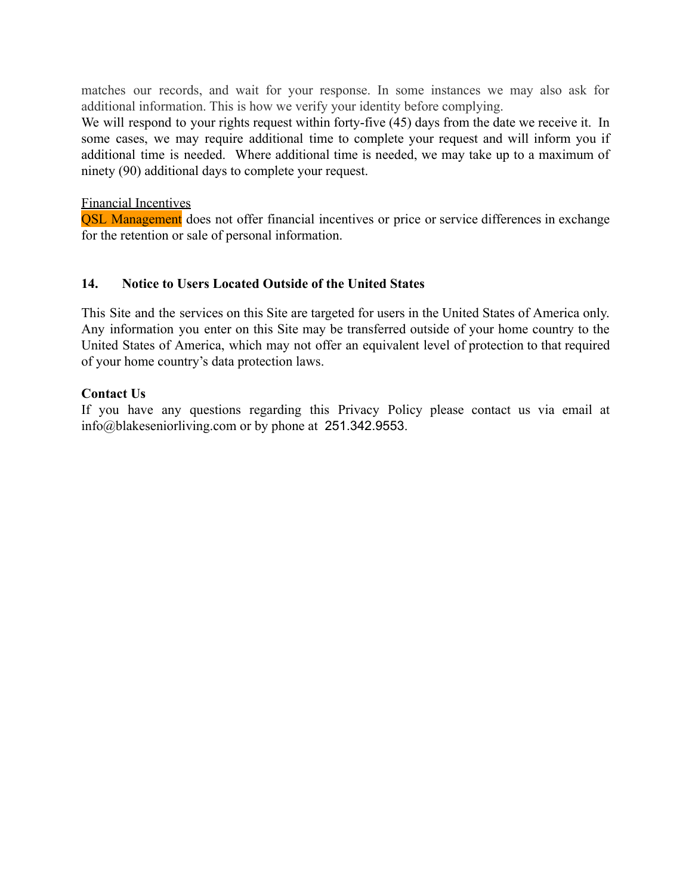matches our records, and wait for your response. In some instances we may also ask for additional information. This is how we verify your identity before complying.

We will respond to your rights request within forty-five (45) days from the date we receive it. In some cases, we may require additional time to complete your request and will inform you if additional time is needed. Where additional time is needed, we may take up to a maximum of ninety (90) additional days to complete your request.

Financial Incentives

QSL Management does not offer financial incentives or price or service differences in exchange for the retention or sale of personal information.

**14. Notice to Users Located Outside of the United States**

This Site and the services on this Site are targeted for users in the United States of America only. Any information you enter on this Site may be transferred outside of your home country to the United States of America, which may not offer an equivalent level of protection to that required of your home country's data protection laws.

**Contact Us**

If you have any questions regarding this Privacy Policy please contact us via email at info@blakeseniorliving.com or by phone at 251.342.9553.